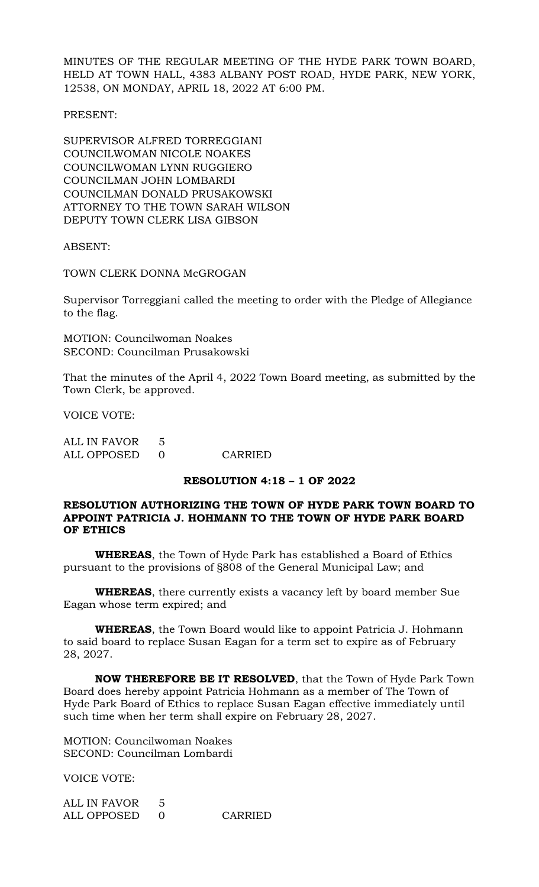MINUTES OF THE REGULAR MEETING OF THE HYDE PARK TOWN BOARD, HELD AT TOWN HALL, 4383 ALBANY POST ROAD, HYDE PARK, NEW YORK, 12538, ON MONDAY, APRIL 18, 2022 AT 6:00 PM.

PRESENT:

SUPERVISOR ALFRED TORREGGIANI
COUNCILWOMAN NICOLE NOAKES
COUNCILWOMAN LYNN RUGGIERO
COUNCILMAN JOHN LOMBARDI
COUNCILMAN DONALD PRUSAKOWSKI
ATTORNEY TO THE TOWN SARAH WILSON
DEPUTY TOWN CLERK LISA GIBSON

ABSENT:

TOWN CLERK DONNA McGROGAN

Supervisor Torreggiani called the meeting to order with the Pledge of Allegiance to the flag.

MOTION: Councilwoman Noakes
SECOND: Councilman Prusakowski

That the minutes of the April 4, 2022 Town Board meeting, as submitted by the Town Clerk, be approved.

VOICE VOTE:

| | | |
|---|---|---|
| ALL IN FAVOR | 5 | |
| ALL OPPOSED | 0 | CARRIED |

**RESOLUTION 4:18 – 1 OF 2022**

**RESOLUTION AUTHORIZING THE TOWN OF HYDE PARK TOWN BOARD TO APPOINT PATRICIA J. HOHMANN TO THE TOWN OF HYDE PARK BOARD OF ETHICS**

**WHEREAS**, the Town of Hyde Park has established a Board of Ethics pursuant to the provisions of §808 of the General Municipal Law; and

**WHEREAS**, there currently exists a vacancy left by board member Sue Eagan whose term expired; and

**WHEREAS**, the Town Board would like to appoint Patricia J. Hohmann to said board to replace Susan Eagan for a term set to expire as of February 28, 2027.

**NOW THEREFORE BE IT RESOLVED**, that the Town of Hyde Park Town Board does hereby appoint Patricia Hohmann as a member of The Town of Hyde Park Board of Ethics to replace Susan Eagan effective immediately until such time when her term shall expire on February 28, 2027.

MOTION: Councilwoman Noakes
SECOND: Councilman Lombardi

VOICE VOTE:

| | | |
|---|---|---|
| ALL IN FAVOR | 5 | |
| ALL OPPOSED | 0 | CARRIED |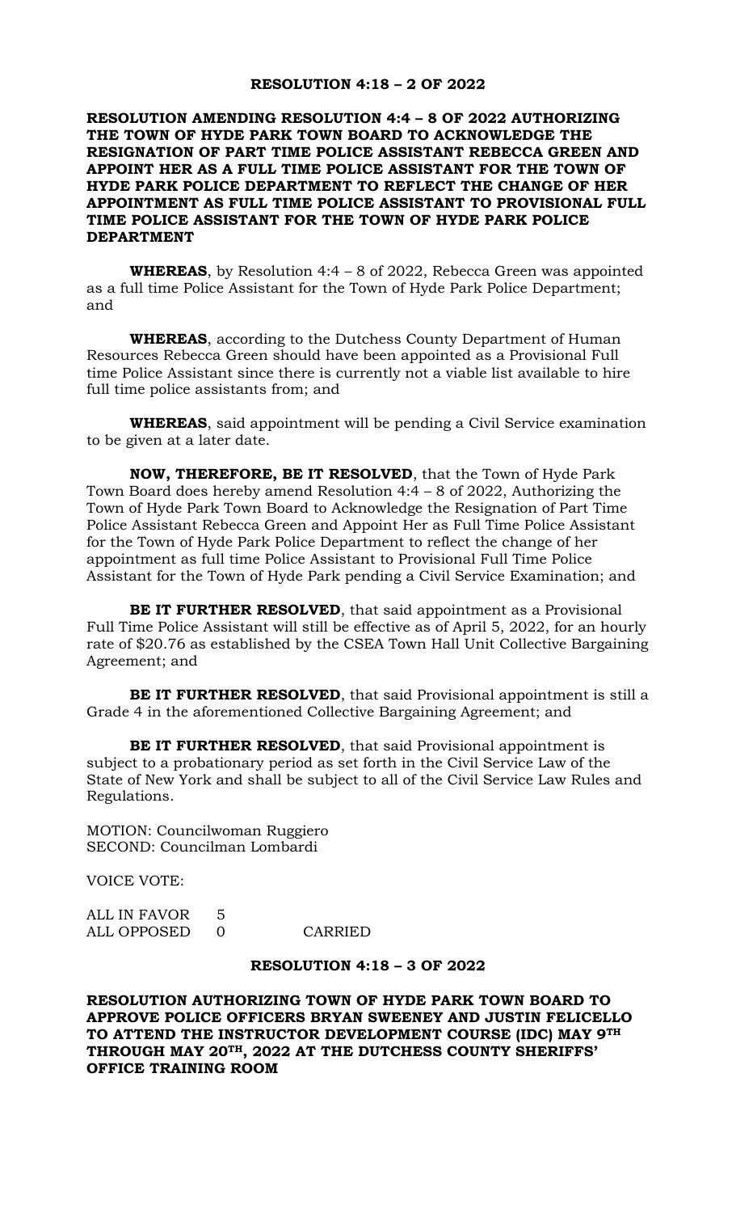## RESOLUTION 4:18 – 2 OF 2022

**RESOLUTION AMENDING RESOLUTION 4:4 – 8 OF 2022 AUTHORIZING THE TOWN OF HYDE PARK TOWN BOARD TO ACKNOWLEDGE THE RESIGNATION OF PART TIME POLICE ASSISTANT REBECCA GREEN AND APPOINT HER AS A FULL TIME POLICE ASSISTANT FOR THE TOWN OF HYDE PARK POLICE DEPARTMENT TO REFLECT THE CHANGE OF HER APPOINTMENT AS FULL TIME POLICE ASSISTANT TO PROVISIONAL FULL TIME POLICE ASSISTANT FOR THE TOWN OF HYDE PARK POLICE DEPARTMENT**

**WHEREAS**, by Resolution 4:4 – 8 of 2022, Rebecca Green was appointed as a full time Police Assistant for the Town of Hyde Park Police Department; and

**WHEREAS**, according to the Dutchess County Department of Human Resources Rebecca Green should have been appointed as a Provisional Full time Police Assistant since there is currently not a viable list available to hire full time police assistants from; and

**WHEREAS**, said appointment will be pending a Civil Service examination to be given at a later date.

**NOW, THEREFORE, BE IT RESOLVED**, that the Town of Hyde Park Town Board does hereby amend Resolution 4:4 – 8 of 2022, Authorizing the Town of Hyde Park Town Board to Acknowledge the Resignation of Part Time Police Assistant Rebecca Green and Appoint Her as Full Time Police Assistant for the Town of Hyde Park Police Department to reflect the change of her appointment as full time Police Assistant to Provisional Full Time Police Assistant for the Town of Hyde Park pending a Civil Service Examination; and

**BE IT FURTHER RESOLVED**, that said appointment as a Provisional Full Time Police Assistant will still be effective as of April 5, 2022, for an hourly rate of $20.76 as established by the CSEA Town Hall Unit Collective Bargaining Agreement; and

**BE IT FURTHER RESOLVED**, that said Provisional appointment is still a Grade 4 in the aforementioned Collective Bargaining Agreement; and

**BE IT FURTHER RESOLVED**, that said Provisional appointment is subject to a probationary period as set forth in the Civil Service Law of the State of New York and shall be subject to all of the Civil Service Law Rules and Regulations.

MOTION: Councilwoman Ruggiero
SECOND: Councilman Lombardi

VOICE VOTE:

ALL IN FAVOR 5
ALL OPPOSED 0 CARRIED

## RESOLUTION 4:18 – 3 OF 2022

**RESOLUTION AUTHORIZING TOWN OF HYDE PARK TOWN BOARD TO APPROVE POLICE OFFICERS BRYAN SWEENEY AND JUSTIN FELICELLO TO ATTEND THE INSTRUCTOR DEVELOPMENT COURSE (IDC) MAY 9TH THROUGH MAY 20TH, 2022 AT THE DUTCHESS COUNTY SHERIFFS' OFFICE TRAINING ROOM**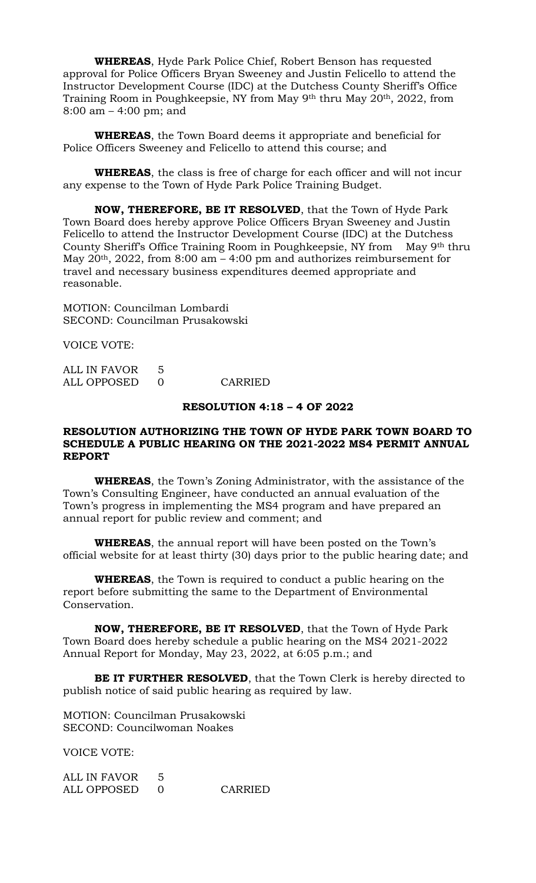**WHEREAS**, Hyde Park Police Chief, Robert Benson has requested approval for Police Officers Bryan Sweeney and Justin Felicello to attend the Instructor Development Course (IDC) at the Dutchess County Sheriff's Office Training Room in Poughkeepsie, NY from May 9th thru May 20th, 2022, from 8:00 am – 4:00 pm; and

**WHEREAS**, the Town Board deems it appropriate and beneficial for Police Officers Sweeney and Felicello to attend this course; and

**WHEREAS**, the class is free of charge for each officer and will not incur any expense to the Town of Hyde Park Police Training Budget.

**NOW, THEREFORE, BE IT RESOLVED**, that the Town of Hyde Park Town Board does hereby approve Police Officers Bryan Sweeney and Justin Felicello to attend the Instructor Development Course (IDC) at the Dutchess County Sheriff's Office Training Room in Poughkeepsie, NY from May 9th thru May 20th, 2022, from 8:00 am – 4:00 pm and authorizes reimbursement for travel and necessary business expenditures deemed appropriate and reasonable.

MOTION: Councilman Lombardi
SECOND: Councilman Prusakowski

VOICE VOTE:

ALL IN FAVOR 5
ALL OPPOSED 0 CARRIED

**RESOLUTION 4:18 – 4 OF 2022**

**RESOLUTION AUTHORIZING THE TOWN OF HYDE PARK TOWN BOARD TO SCHEDULE A PUBLIC HEARING ON THE 2021-2022 MS4 PERMIT ANNUAL REPORT**

**WHEREAS**, the Town's Zoning Administrator, with the assistance of the Town's Consulting Engineer, have conducted an annual evaluation of the Town's progress in implementing the MS4 program and have prepared an annual report for public review and comment; and

**WHEREAS**, the annual report will have been posted on the Town's official website for at least thirty (30) days prior to the public hearing date; and

**WHEREAS**, the Town is required to conduct a public hearing on the report before submitting the same to the Department of Environmental Conservation.

**NOW, THEREFORE, BE IT RESOLVED**, that the Town of Hyde Park Town Board does hereby schedule a public hearing on the MS4 2021-2022 Annual Report for Monday, May 23, 2022, at 6:05 p.m.; and

**BE IT FURTHER RESOLVED**, that the Town Clerk is hereby directed to publish notice of said public hearing as required by law.

MOTION: Councilman Prusakowski
SECOND: Councilwoman Noakes

VOICE VOTE:

ALL IN FAVOR 5
ALL OPPOSED 0 CARRIED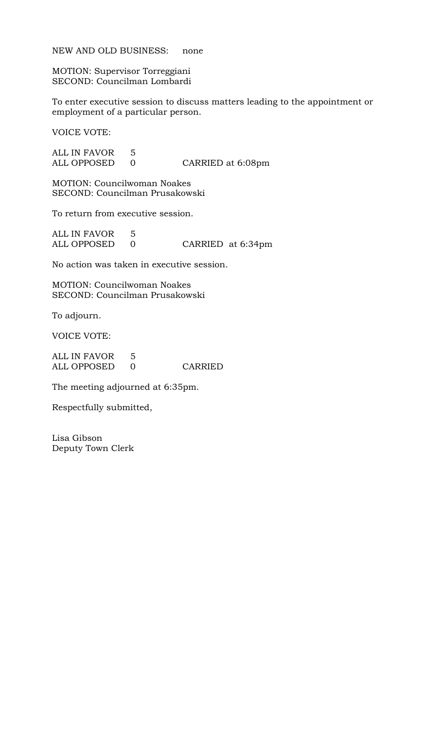NEW AND OLD BUSINESS: none

MOTION: Supervisor Torreggiani
SECOND: Councilman Lombardi

To enter executive session to discuss matters leading to the appointment or employment of a particular person.

VOICE VOTE:

| | | |
|---|---|---|
| ALL IN FAVOR | 5 | |
| ALL OPPOSED | 0 | CARRIED at 6:08pm |

MOTION: Councilwoman Noakes
SECOND: Councilman Prusakowski

To return from executive session.

| | | |
|---|---|---|
| ALL IN FAVOR | 5 | |
| ALL OPPOSED | 0 | CARRIED at 6:34pm |

No action was taken in executive session.

MOTION: Councilwoman Noakes
SECOND: Councilman Prusakowski

To adjourn.

VOICE VOTE:

| | | |
|---|---|---|
| ALL IN FAVOR | 5 | |
| ALL OPPOSED | 0 | CARRIED |

The meeting adjourned at 6:35pm.

Respectfully submitted,

Lisa Gibson
Deputy Town Clerk